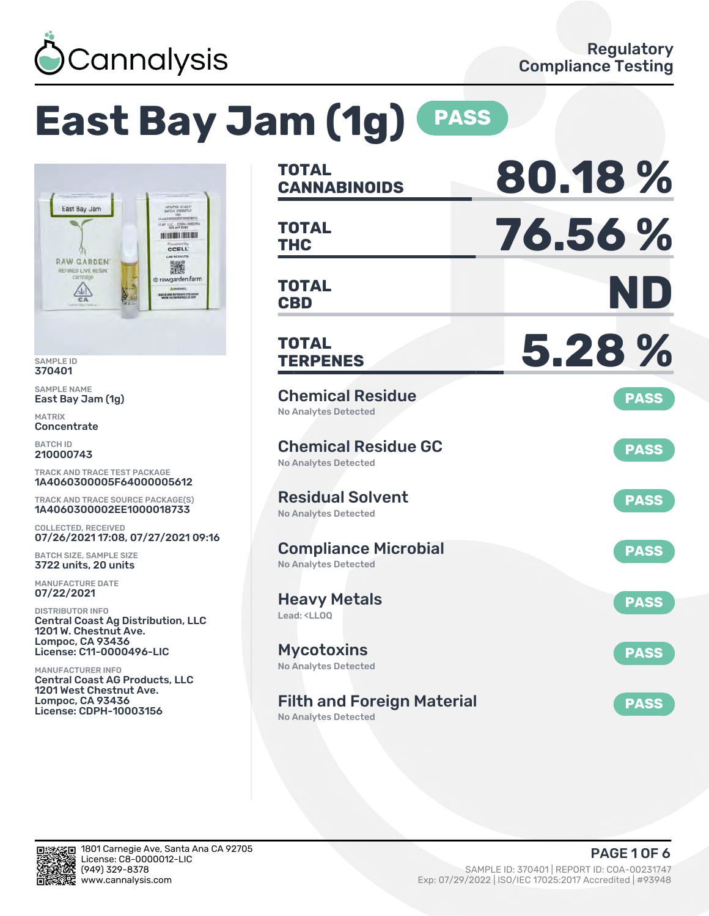Cannalysis

Regulatory Compliance Testing

# East Bay Jam (1g) PASS

SAMPLE ID
370401

SAMPLE NAME
East Bay Jam (1g)

MATRIX
Concentrate

BATCH ID
210000743

TRACK AND TRACE TEST PACKAGE
1A4060300005F64000005612

TRACK AND TRACE SOURCE PACKAGE(S)
1A4060300002EE1000018733

COLLECTED, RECEIVED
07/26/2021 17:08, 07/27/2021 09:16

BATCH SIZE, SAMPLE SIZE
3722 units, 20 units

MANUFACTURE DATE
07/22/2021

DISTRIBUTOR INFO
Central Coast Ag Distribution, LLC
1201 W. Chestnut Ave.
Lompoc, CA 93436
License: C11-0000496-LIC

MANUFACTURER INFO
Central Coast AG Products, LLC
1201 West Chestnut Ave.
Lompoc, CA 93436
License: CDPH-10003156

| | |
|---|---|
| **TOTAL CANNABINOIDS** | **80.18 %** |
| **TOTAL THC** | **76.56 %** |
| **TOTAL CBD** | **ND** |
| **TOTAL TERPENES** | **5.28 %** |

| Test | Result | Status |
|---|---|---|
| Chemical Residue | No Analytes Detected | PASS |
| Chemical Residue GC | No Analytes Detected | PASS |
| Residual Solvent | No Analytes Detected | PASS |
| Compliance Microbial | No Analytes Detected | PASS |
| Heavy Metals | Lead: <LLOQ | PASS |
| Mycotoxins | No Analytes Detected | PASS |
| Filth and Foreign Material | No Analytes Detected | PASS |

1801 Carnegie Ave, Santa Ana CA 92705
License: C8-0000012-LIC
(949) 329-8378
www.cannalysis.com

SAMPLE ID: 370401 | REPORT ID: COA-00231747
Exp: 07/29/2022 | ISO/IEC 17025:2017 Accredited | #93948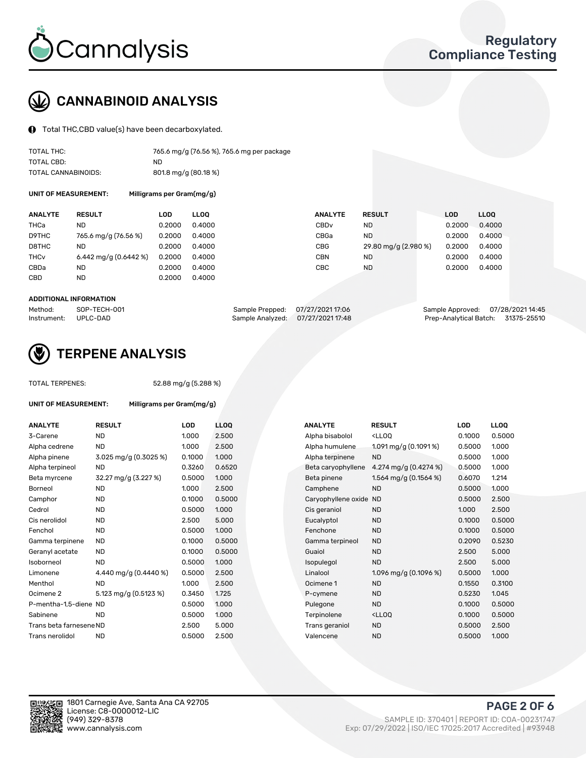# CANNABINOID ANALYSIS

Total THC,CBD value(s) have been decarboxylated.

| | |
|---|---|
| TOTAL THC: | 765.6 mg/g (76.56 %), 765.6 mg per package |
| TOTAL CBD: | ND |
| TOTAL CANNABINOIDS: | 801.8 mg/g (80.18 %) |

**UNIT OF MEASUREMENT:** Milligrams per Gram(mg/g)

| ANALYTE | RESULT | LOD | LLOQ | ANALYTE | RESULT | LOD | LLOQ |
|---|---|---|---|---|---|---|---|
| THCa | ND | 0.2000 | 0.4000 | CBDv | ND | 0.2000 | 0.4000 |
| D9THC | 765.6 mg/g (76.56 %) | 0.2000 | 0.4000 | CBGa | ND | 0.2000 | 0.4000 |
| D8THC | ND | 0.2000 | 0.4000 | CBG | 29.80 mg/g (2.980 %) | 0.2000 | 0.4000 |
| THCv | 6.442 mg/g (0.6442 %) | 0.2000 | 0.4000 | CBN | ND | 0.2000 | 0.4000 |
| CBDa | ND | 0.2000 | 0.4000 | CBC | ND | 0.2000 | 0.4000 |
| CBD | ND | 0.2000 | 0.4000 | | | | |

**ADDITIONAL INFORMATION**

| | | | | | |
|---|---|---|---|---|---|
| Method: | SOP-TECH-001 | Sample Prepped: | 07/27/2021 17:06 | Sample Approved: | 07/28/2021 14:45 |
| Instrument: | UPLC-DAD | Sample Analyzed: | 07/27/2021 17:48 | Prep-Analytical Batch: | 31375-25510 |

# TERPENE ANALYSIS

TOTAL TERPENES: 52.88 mg/g (5.288 %)

**UNIT OF MEASUREMENT:** Milligrams per Gram(mg/g)

| ANALYTE | RESULT | LOD | LLOQ | ANALYTE | RESULT | LOD | LLOQ |
|---|---|---|---|---|---|---|---|
| 3-Carene | ND | 1.000 | 2.500 | Alpha bisabolol | <LLOQ | 0.1000 | 0.5000 |
| Alpha cedrene | ND | 1.000 | 2.500 | Alpha humulene | 1.091 mg/g (0.1091 %) | 0.5000 | 1.000 |
| Alpha pinene | 3.025 mg/g (0.3025 %) | 0.1000 | 1.000 | Alpha terpinene | ND | 0.5000 | 1.000 |
| Alpha terpineol | ND | 0.3260 | 0.6520 | Beta caryophyllene | 4.274 mg/g (0.4274 %) | 0.5000 | 1.000 |
| Beta myrcene | 32.27 mg/g (3.227 %) | 0.5000 | 1.000 | Beta pinene | 1.564 mg/g (0.1564 %) | 0.6070 | 1.214 |
| Borneol | ND | 1.000 | 2.500 | Camphene | ND | 0.5000 | 1.000 |
| Camphor | ND | 0.1000 | 0.5000 | Caryophyllene oxide | ND | 0.5000 | 2.500 |
| Cedrol | ND | 0.5000 | 1.000 | Cis geraniol | ND | 1.000 | 2.500 |
| Cis nerolidol | ND | 2.500 | 5.000 | Eucalyptol | ND | 0.1000 | 0.5000 |
| Fenchol | ND | 0.5000 | 1.000 | Fenchone | ND | 0.1000 | 0.5000 |
| Gamma terpinene | ND | 0.1000 | 0.5000 | Gamma terpineol | ND | 0.2090 | 0.5230 |
| Geranyl acetate | ND | 0.1000 | 0.5000 | Guaiol | ND | 2.500 | 5.000 |
| Isoborneol | ND | 0.5000 | 1.000 | Isopulegol | ND | 2.500 | 5.000 |
| Limonene | 4.440 mg/g (0.4440 %) | 0.5000 | 2.500 | Linalool | 1.096 mg/g (0.1096 %) | 0.5000 | 1.000 |
| Menthol | ND | 1.000 | 2.500 | Ocimene 1 | ND | 0.1550 | 0.3100 |
| Ocimene 2 | 5.123 mg/g (0.5123 %) | 0.3450 | 1.725 | P-cymene | ND | 0.5230 | 1.045 |
| P-mentha-1,5-diene | ND | 0.5000 | 1.000 | Pulegone | ND | 0.1000 | 0.5000 |
| Sabinene | ND | 0.5000 | 1.000 | Terpinolene | <LLOQ | 0.1000 | 0.5000 |
| Trans beta farnesene | ND | 2.500 | 5.000 | Trans geraniol | ND | 0.5000 | 2.500 |
| Trans nerolidol | ND | 0.5000 | 2.500 | Valencene | ND | 0.5000 | 1.000 |

1801 Carnegie Ave, Santa Ana CA 92705
License: C8-0000012-LIC
(949) 329-8378
www.cannalysis.com

SAMPLE ID: 370401 | REPORT ID: COA-00231747
Exp: 07/29/2022 | ISO/IEC 17025:2017 Accredited | #93948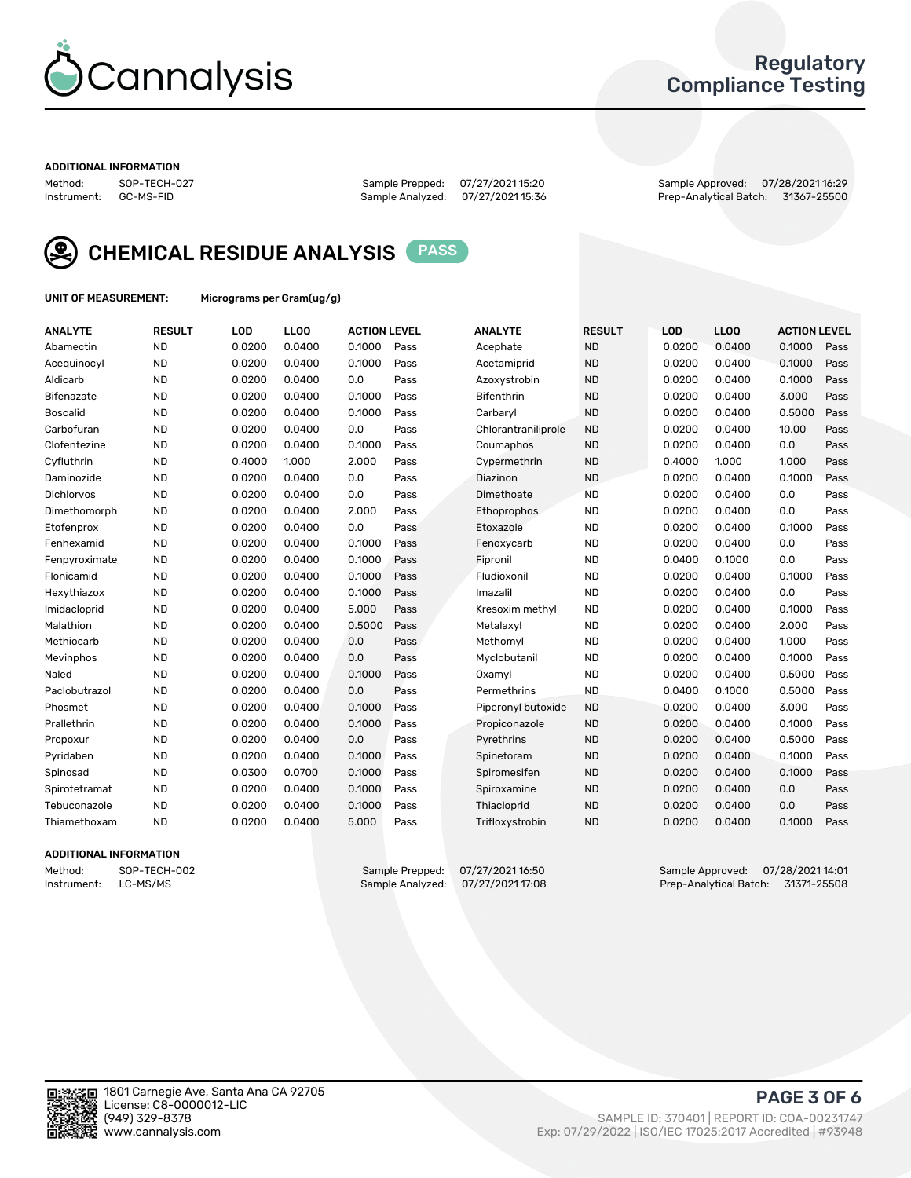## ADDITIONAL INFORMATION

Method: SOP-TECH-027
Instrument: GC-MS-FID

Sample Prepped: 07/27/2021 15:20
Sample Analyzed: 07/27/2021 15:36

Sample Approved: 07/28/2021 16:29
Prep-Analytical Batch: 31367-25500

## CHEMICAL RESIDUE ANALYSIS PASS

**UNIT OF MEASUREMENT:** Micrograms per Gram(ug/g)

| ANALYTE | RESULT | LOD | LLOQ | ACTION LEVEL | | ANALYTE | RESULT | LOD | LLOQ | ACTION LEVEL | |
|---|---|---|---|---|---|---|---|---|---|---|---|
| Abamectin | ND | 0.0200 | 0.0400 | 0.1000 | Pass | Acephate | ND | 0.0200 | 0.0400 | 0.1000 | Pass |
| Acequinocyl | ND | 0.0200 | 0.0400 | 0.1000 | Pass | Acetamiprid | ND | 0.0200 | 0.0400 | 0.1000 | Pass |
| Aldicarb | ND | 0.0200 | 0.0400 | 0.0 | Pass | Azoxystrobin | ND | 0.0200 | 0.0400 | 0.1000 | Pass |
| Bifenazate | ND | 0.0200 | 0.0400 | 0.1000 | Pass | Bifenthrin | ND | 0.0200 | 0.0400 | 3.000 | Pass |
| Boscalid | ND | 0.0200 | 0.0400 | 0.1000 | Pass | Carbaryl | ND | 0.0200 | 0.0400 | 0.5000 | Pass |
| Carbofuran | ND | 0.0200 | 0.0400 | 0.0 | Pass | Chlorantraniliprole | ND | 0.0200 | 0.0400 | 10.00 | Pass |
| Clofentezine | ND | 0.0200 | 0.0400 | 0.1000 | Pass | Coumaphos | ND | 0.0200 | 0.0400 | 0.0 | Pass |
| Cyfluthrin | ND | 0.4000 | 1.000 | 2.000 | Pass | Cypermethrin | ND | 0.4000 | 1.000 | 1.000 | Pass |
| Daminozide | ND | 0.0200 | 0.0400 | 0.0 | Pass | Diazinon | ND | 0.0200 | 0.0400 | 0.1000 | Pass |
| Dichlorvos | ND | 0.0200 | 0.0400 | 0.0 | Pass | Dimethoate | ND | 0.0200 | 0.0400 | 0.0 | Pass |
| Dimethomorph | ND | 0.0200 | 0.0400 | 2.000 | Pass | Ethoprophos | ND | 0.0200 | 0.0400 | 0.0 | Pass |
| Etofenprox | ND | 0.0200 | 0.0400 | 0.0 | Pass | Etoxazole | ND | 0.0200 | 0.0400 | 0.1000 | Pass |
| Fenhexamid | ND | 0.0200 | 0.0400 | 0.1000 | Pass | Fenoxycarb | ND | 0.0200 | 0.0400 | 0.0 | Pass |
| Fenpyroximate | ND | 0.0200 | 0.0400 | 0.1000 | Pass | Fipronil | ND | 0.0400 | 0.1000 | 0.0 | Pass |
| Flonicamid | ND | 0.0200 | 0.0400 | 0.1000 | Pass | Fludioxonil | ND | 0.0200 | 0.0400 | 0.1000 | Pass |
| Hexythiazox | ND | 0.0200 | 0.0400 | 0.1000 | Pass | Imazalil | ND | 0.0200 | 0.0400 | 0.0 | Pass |
| Imidacloprid | ND | 0.0200 | 0.0400 | 5.000 | Pass | Kresoxim methyl | ND | 0.0200 | 0.0400 | 0.1000 | Pass |
| Malathion | ND | 0.0200 | 0.0400 | 0.5000 | Pass | Metalaxyl | ND | 0.0200 | 0.0400 | 2.000 | Pass |
| Methiocarb | ND | 0.0200 | 0.0400 | 0.0 | Pass | Methomyl | ND | 0.0200 | 0.0400 | 1.000 | Pass |
| Mevinphos | ND | 0.0200 | 0.0400 | 0.0 | Pass | Myclobutanil | ND | 0.0200 | 0.0400 | 0.1000 | Pass |
| Naled | ND | 0.0200 | 0.0400 | 0.1000 | Pass | Oxamyl | ND | 0.0200 | 0.0400 | 0.5000 | Pass |
| Paclobutrazol | ND | 0.0200 | 0.0400 | 0.0 | Pass | Permethrins | ND | 0.0400 | 0.1000 | 0.5000 | Pass |
| Phosmet | ND | 0.0200 | 0.0400 | 0.1000 | Pass | Piperonyl butoxide | ND | 0.0200 | 0.0400 | 3.000 | Pass |
| Prallethrin | ND | 0.0200 | 0.0400 | 0.1000 | Pass | Propiconazole | ND | 0.0200 | 0.0400 | 0.1000 | Pass |
| Propoxur | ND | 0.0200 | 0.0400 | 0.0 | Pass | Pyrethrins | ND | 0.0200 | 0.0400 | 0.5000 | Pass |
| Pyridaben | ND | 0.0200 | 0.0400 | 0.1000 | Pass | Spinetoram | ND | 0.0200 | 0.0400 | 0.1000 | Pass |
| Spinosad | ND | 0.0300 | 0.0700 | 0.1000 | Pass | Spiromesifen | ND | 0.0200 | 0.0400 | 0.1000 | Pass |
| Spirotetramat | ND | 0.0200 | 0.0400 | 0.1000 | Pass | Spiroxamine | ND | 0.0200 | 0.0400 | 0.0 | Pass |
| Tebuconazole | ND | 0.0200 | 0.0400 | 0.1000 | Pass | Thiacloprid | ND | 0.0200 | 0.0400 | 0.0 | Pass |
| Thiamethoxam | ND | 0.0200 | 0.0400 | 5.000 | Pass | Trifloxystrobin | ND | 0.0200 | 0.0400 | 0.1000 | Pass |

## ADDITIONAL INFORMATION

Method: SOP-TECH-002
Instrument: LC-MS/MS

Sample Prepped: 07/27/2021 16:50
Sample Analyzed: 07/27/2021 17:08

Sample Approved: 07/28/2021 14:01
Prep-Analytical Batch: 31371-25508

1801 Carnegie Ave, Santa Ana CA 92705
License: C8-0000012-LIC
(949) 329-8378
www.cannalysis.com

SAMPLE ID: 370401 | REPORT ID: COA-00231747
Exp: 07/29/2022 | ISO/IEC 17025:2017 Accredited | #93948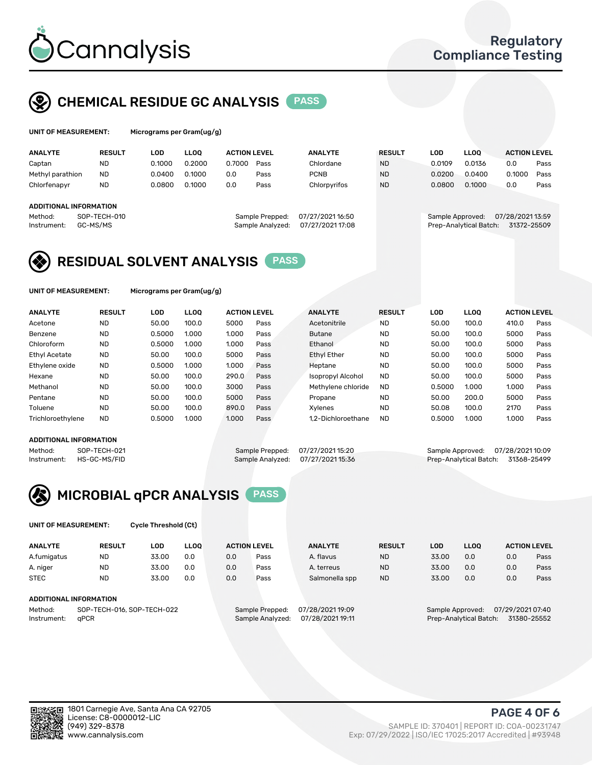# Cannalysis

Regulatory Compliance Testing

## CHEMICAL RESIDUE GC ANALYSIS PASS

**UNIT OF MEASUREMENT:** Micrograms per Gram(ug/g)

| ANALYTE | RESULT | LOD | LLOQ | ACTION LEVEL | | ANALYTE | RESULT | LOD | LLOQ | ACTION LEVEL | |
|---|---|---|---|---|---|---|---|---|---|---|---|
| Captan | ND | 0.1000 | 0.2000 | 0.7000 | Pass | Chlordane | ND | 0.0109 | 0.0136 | 0.0 | Pass |
| Methyl parathion | ND | 0.0400 | 0.1000 | 0.0 | Pass | PCNB | ND | 0.0200 | 0.0400 | 0.1000 | Pass |
| Chlorfenapyr | ND | 0.0800 | 0.1000 | 0.0 | Pass | Chlorpyrifos | ND | 0.0800 | 0.1000 | 0.0 | Pass |

**ADDITIONAL INFORMATION**

Method: SOP-TECH-010
Instrument: GC-MS/MS

Sample Prepped: 07/27/2021 16:50
Sample Analyzed: 07/27/2021 17:08

Sample Approved: 07/28/2021 13:59
Prep-Analytical Batch: 31372-25509

## RESIDUAL SOLVENT ANALYSIS PASS

**UNIT OF MEASUREMENT:** Micrograms per Gram(ug/g)

| ANALYTE | RESULT | LOD | LLOQ | ACTION LEVEL | | ANALYTE | RESULT | LOD | LLOQ | ACTION LEVEL | |
|---|---|---|---|---|---|---|---|---|---|---|---|
| Acetone | ND | 50.00 | 100.0 | 5000 | Pass | Acetonitrile | ND | 50.00 | 100.0 | 410.0 | Pass |
| Benzene | ND | 0.5000 | 1.000 | 1.000 | Pass | Butane | ND | 50.00 | 100.0 | 5000 | Pass |
| Chloroform | ND | 0.5000 | 1.000 | 1.000 | Pass | Ethanol | ND | 50.00 | 100.0 | 5000 | Pass |
| Ethyl Acetate | ND | 50.00 | 100.0 | 5000 | Pass | Ethyl Ether | ND | 50.00 | 100.0 | 5000 | Pass |
| Ethylene oxide | ND | 0.5000 | 1.000 | 1.000 | Pass | Heptane | ND | 50.00 | 100.0 | 5000 | Pass |
| Hexane | ND | 50.00 | 100.0 | 290.0 | Pass | Isopropyl Alcohol | ND | 50.00 | 100.0 | 5000 | Pass |
| Methanol | ND | 50.00 | 100.0 | 3000 | Pass | Methylene chloride | ND | 0.5000 | 1.000 | 1.000 | Pass |
| Pentane | ND | 50.00 | 100.0 | 5000 | Pass | Propane | ND | 50.00 | 200.0 | 5000 | Pass |
| Toluene | ND | 50.00 | 100.0 | 890.0 | Pass | Xylenes | ND | 50.08 | 100.0 | 2170 | Pass |
| Trichloroethylene | ND | 0.5000 | 1.000 | 1.000 | Pass | 1,2-Dichloroethane | ND | 0.5000 | 1.000 | 1.000 | Pass |

**ADDITIONAL INFORMATION**

Method: SOP-TECH-021
Instrument: HS-GC-MS/FID

Sample Prepped: 07/27/2021 15:20
Sample Analyzed: 07/27/2021 15:36

Sample Approved: 07/28/2021 10:09
Prep-Analytical Batch: 31368-25499

## MICROBIAL qPCR ANALYSIS PASS

**UNIT OF MEASUREMENT:** Cycle Threshold (Ct)

| ANALYTE | RESULT | LOD | LLOQ | ACTION LEVEL | | ANALYTE | RESULT | LOD | LLOQ | ACTION LEVEL | |
|---|---|---|---|---|---|---|---|---|---|---|---|
| A.fumigatus | ND | 33.00 | 0.0 | 0.0 | Pass | A. flavus | ND | 33.00 | 0.0 | 0.0 | Pass |
| A. niger | ND | 33.00 | 0.0 | 0.0 | Pass | A. terreus | ND | 33.00 | 0.0 | 0.0 | Pass |
| STEC | ND | 33.00 | 0.0 | 0.0 | Pass | Salmonella spp | ND | 33.00 | 0.0 | 0.0 | Pass |

**ADDITIONAL INFORMATION**

Method: SOP-TECH-016, SOP-TECH-022
Instrument: qPCR

Sample Prepped: 07/28/2021 19:09
Sample Analyzed: 07/28/2021 19:11

Sample Approved: 07/29/2021 07:40
Prep-Analytical Batch: 31380-25552

1801 Carnegie Ave, Santa Ana CA 92705
License: C8-0000012-LIC
(949) 329-8378
www.cannalysis.com

SAMPLE ID: 370401 | REPORT ID: COA-00231747
Exp: 07/29/2022 | ISO/IEC 17025:2017 Accredited | #93948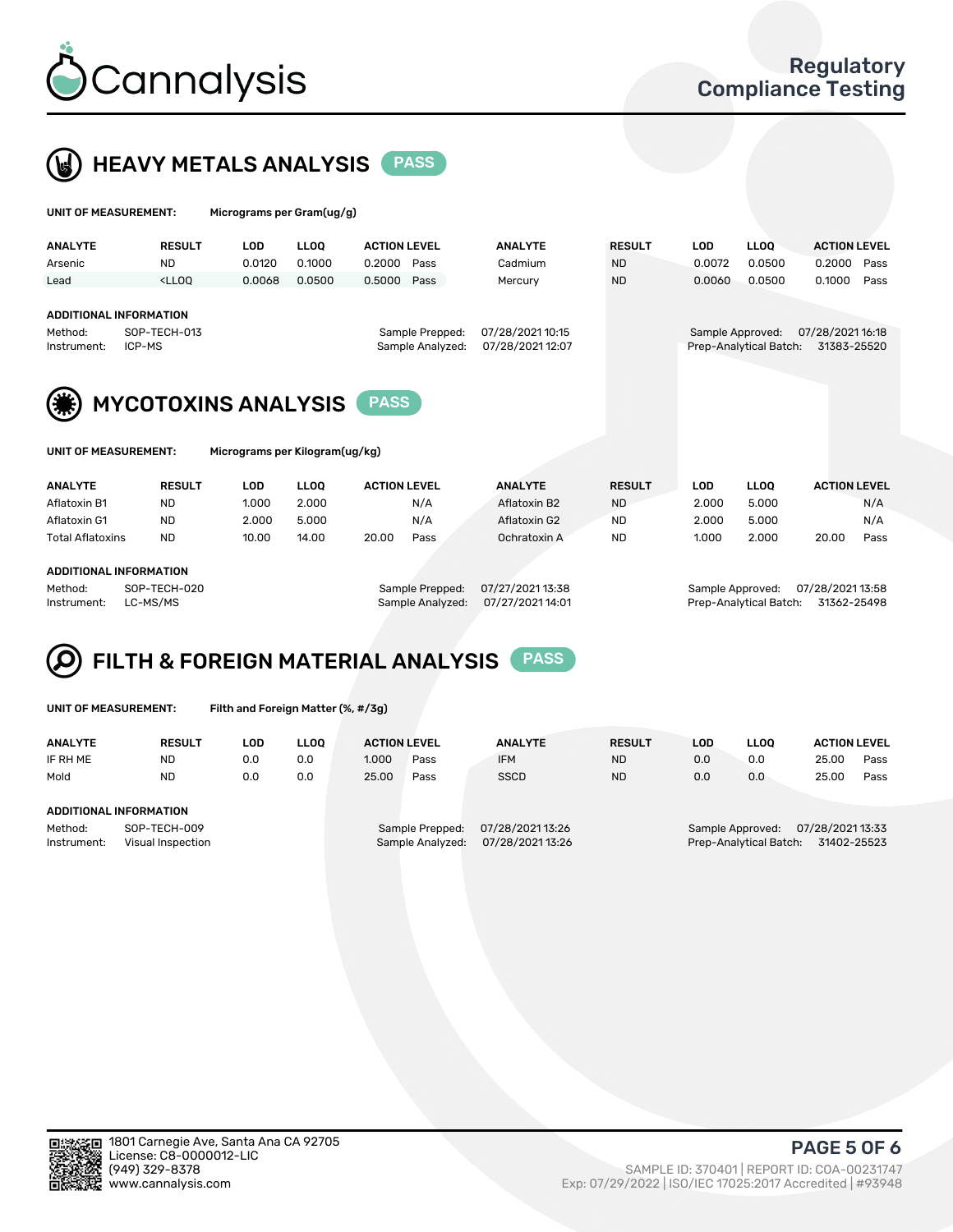# Cannalysis

Regulatory Compliance Testing

## HEAVY METALS ANALYSIS PASS

**UNIT OF MEASUREMENT:** Micrograms per Gram(ug/g)

| ANALYTE | RESULT | LOD | LLOQ | ACTION LEVEL | | ANALYTE | RESULT | LOD | LLOQ | ACTION LEVEL | |
|---|---|---|---|---|---|---|---|---|---|---|---|
| Arsenic | ND | 0.0120 | 0.1000 | 0.2000 | Pass | Cadmium | ND | 0.0072 | 0.0500 | 0.2000 | Pass |
| Lead | <LLOQ | 0.0068 | 0.0500 | 0.5000 | Pass | Mercury | ND | 0.0060 | 0.0500 | 0.1000 | Pass |

**ADDITIONAL INFORMATION**

Method: SOP-TECH-013
Instrument: ICP-MS
Sample Prepped: 07/28/2021 10:15
Sample Analyzed: 07/28/2021 12:07
Sample Approved: 07/28/2021 16:18
Prep-Analytical Batch: 31383-25520

## MYCOTOXINS ANALYSIS PASS

**UNIT OF MEASUREMENT:** Micrograms per Kilogram(ug/kg)

| ANALYTE | RESULT | LOD | LLOQ | ACTION LEVEL | | ANALYTE | RESULT | LOD | LLOQ | ACTION LEVEL | |
|---|---|---|---|---|---|---|---|---|---|---|---|
| Aflatoxin B1 | ND | 1.000 | 2.000 | | N/A | Aflatoxin B2 | ND | 2.000 | 5.000 | | N/A |
| Aflatoxin G1 | ND | 2.000 | 5.000 | | N/A | Aflatoxin G2 | ND | 2.000 | 5.000 | | N/A |
| Total Aflatoxins | ND | 10.00 | 14.00 | 20.00 | Pass | Ochratoxin A | ND | 1.000 | 2.000 | 20.00 | Pass |

**ADDITIONAL INFORMATION**

Method: SOP-TECH-020
Instrument: LC-MS/MS
Sample Prepped: 07/27/2021 13:38
Sample Analyzed: 07/27/2021 14:01
Sample Approved: 07/28/2021 13:58
Prep-Analytical Batch: 31362-25498

## FILTH & FOREIGN MATERIAL ANALYSIS PASS

**UNIT OF MEASUREMENT:** Filth and Foreign Matter (%, #/3g)

| ANALYTE | RESULT | LOD | LLOQ | ACTION LEVEL | | ANALYTE | RESULT | LOD | LLOQ | ACTION LEVEL | |
|---|---|---|---|---|---|---|---|---|---|---|---|
| IF RH ME | ND | 0.0 | 0.0 | 1.000 | Pass | IFM | ND | 0.0 | 0.0 | 25.00 | Pass |
| Mold | ND | 0.0 | 0.0 | 25.00 | Pass | SSCD | ND | 0.0 | 0.0 | 25.00 | Pass |

**ADDITIONAL INFORMATION**

Method: SOP-TECH-009
Instrument: Visual Inspection
Sample Prepped: 07/28/2021 13:26
Sample Analyzed: 07/28/2021 13:26
Sample Approved: 07/28/2021 13:33
Prep-Analytical Batch: 31402-25523

1801 Carnegie Ave, Santa Ana CA 92705
License: C8-0000012-LIC
(949) 329-8378
www.cannalysis.com

SAMPLE ID: 370401 | REPORT ID: COA-00231747
Exp: 07/29/2022 | ISO/IEC 17025:2017 Accredited | #93948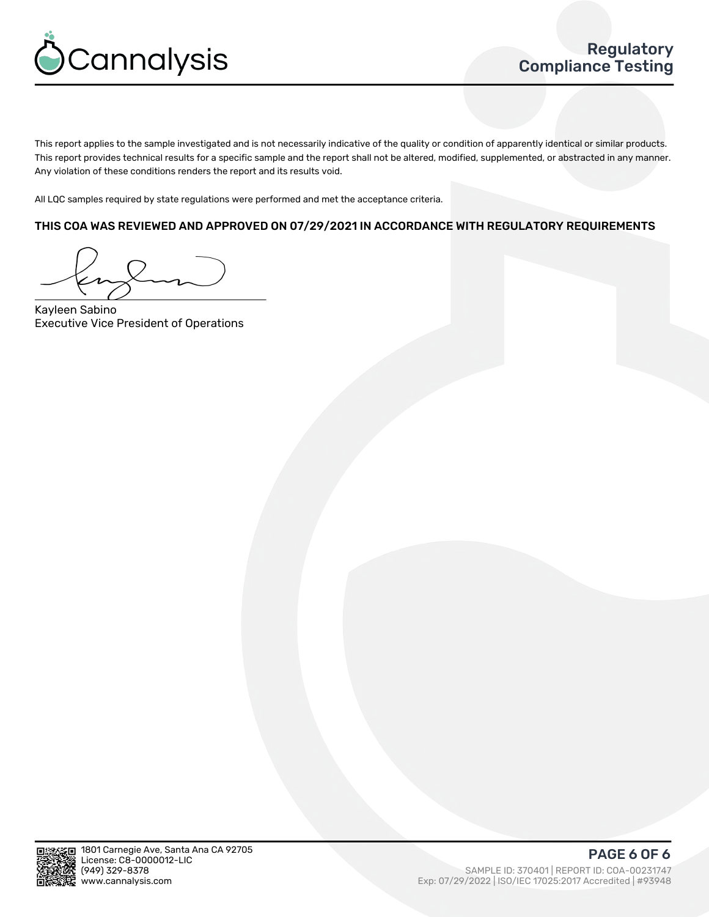This report applies to the sample investigated and is not necessarily indicative of the quality or condition of apparently identical or similar products. This report provides technical results for a specific sample and the report shall not be altered, modified, supplemented, or abstracted in any manner. Any violation of these conditions renders the report and its results void.

All LQC samples required by state regulations were performed and met the acceptance criteria.

**THIS COA WAS REVIEWED AND APPROVED ON 07/29/2021 IN ACCORDANCE WITH REGULATORY REQUIREMENTS**

Kayleen Sabino
Executive Vice President of Operations